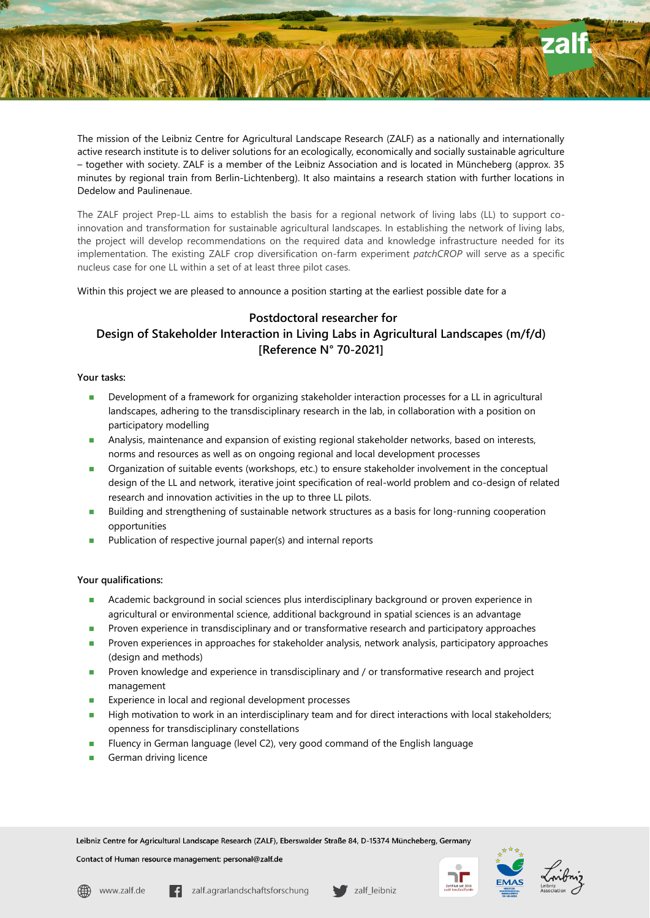The mission of the Leibniz Centre for Agricultural Landscape Research (ZALF) as a nationally and internationally active research institute is to deliver solutions for an ecologically, economically and socially sustainable agriculture – together with society. ZALF is a member of the Leibniz Association and is located in Müncheberg (approx. 35 minutes by regional train from Berlin-Lichtenberg). It also maintains a research station with further locations in Dedelow and Paulinenaue.

The ZALF project Prep-LL aims to establish the basis for a regional network of living labs (LL) to support co-innovation and transformation for sustainable agricultural landscapes. In establishing the network of living labs, the project will develop recommendations on the required data and knowledge infrastructure needed for its implementation. The existing ZALF crop diversification on-farm experiment *patchCROP* will serve as a specific nucleus case for one LL within a set of at least three pilot cases.

Within this project we are pleased to announce a position starting at the earliest possible date for a

## Postdoctoral researcher for Design of Stakeholder Interaction in Living Labs in Agricultural Landscapes (m/f/d) [Reference N° 70-2021]

**Your tasks:**

- Development of a framework for organizing stakeholder interaction processes for a LL in agricultural landscapes, adhering to the transdisciplinary research in the lab, in collaboration with a position on participatory modelling
- Analysis, maintenance and expansion of existing regional stakeholder networks, based on interests, norms and resources as well as on ongoing regional and local development processes
- Organization of suitable events (workshops, etc.) to ensure stakeholder involvement in the conceptual design of the LL and network, iterative joint specification of real-world problem and co-design of related research and innovation activities in the up to three LL pilots.
- Building and strengthening of sustainable network structures as a basis for long-running cooperation opportunities
- Publication of respective journal paper(s) and internal reports

**Your qualifications:**

- Academic background in social sciences plus interdisciplinary background or proven experience in agricultural or environmental science, additional background in spatial sciences is an advantage
- Proven experience in transdisciplinary and or transformative research and participatory approaches
- Proven experiences in approaches for stakeholder analysis, network analysis, participatory approaches (design and methods)
- Proven knowledge and experience in transdisciplinary and / or transformative research and project management
- Experience in local and regional development processes
- High motivation to work in an interdisciplinary team and for direct interactions with local stakeholders; openness for transdisciplinary constellations
- Fluency in German language (level C2), very good command of the English language
- German driving licence

Leibniz Centre for Agricultural Landscape Research (ZALF), Eberswalder Straße 84, D-15374 Müncheberg, Germany

Contact of Human resource management: personal@zalf.de

www.zalf.de zalf.agrarlandschaftsforschung zalf_leibniz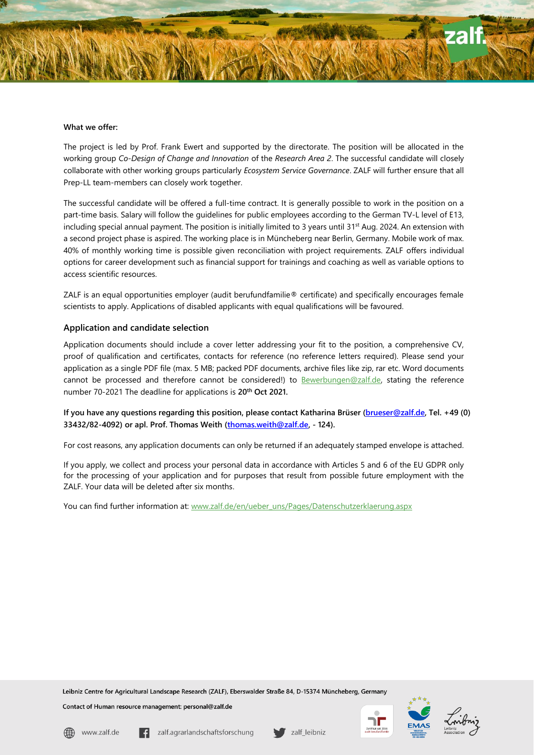**What we offer:**

The project is led by Prof. Frank Ewert and supported by the directorate. The position will be allocated in the working group *Co-Design of Change and Innovation* of the *Research Area 2*. The successful candidate will closely collaborate with other working groups particularly *Ecosystem Service Governance*. ZALF will further ensure that all Prep-LL team-members can closely work together.

The successful candidate will be offered a full-time contract. It is generally possible to work in the position on a part-time basis. Salary will follow the guidelines for public employees according to the German TV-L level of E13, including special annual payment. The position is initially limited to 3 years until 31st Aug. 2024. An extension with a second project phase is aspired. The working place is in Müncheberg near Berlin, Germany. Mobile work of max. 40% of monthly working time is possible given reconciliation with project requirements. ZALF offers individual options for career development such as financial support for trainings and coaching as well as variable options to access scientific resources.

ZALF is an equal opportunities employer (audit berufundfamilie® certificate) and specifically encourages female scientists to apply. Applications of disabled applicants with equal qualifications will be favoured.

## Application and candidate selection

Application documents should include a cover letter addressing your fit to the position, a comprehensive CV, proof of qualification and certificates, contacts for reference (no reference letters required). Please send your application as a single PDF file (max. 5 MB; packed PDF documents, archive files like zip, rar etc. Word documents cannot be processed and therefore cannot be considered!) to Bewerbungen@zalf.de, stating the reference number 70-2021 The deadline for applications is **20th Oct 2021.**

**If you have any questions regarding this position, please contact Katharina Brüser (brueser@zalf.de, Tel. +49 (0) 33432/82-4092) or apl. Prof. Thomas Weith (thomas.weith@zalf.de, - 124).**

For cost reasons, any application documents can only be returned if an adequately stamped envelope is attached.

If you apply, we collect and process your personal data in accordance with Articles 5 and 6 of the EU GDPR only for the processing of your application and for purposes that result from possible future employment with the ZALF. Your data will be deleted after six months.

You can find further information at: www.zalf.de/en/ueber_uns/Pages/Datenschutzerklaerung.aspx

Leibniz Centre for Agricultural Landscape Research (ZALF), Eberswalder Straße 84, D-15374 Müncheberg, Germany

Contact of Human resource management: personal@zalf.de

www.zalf.de zalf.agrarlandschaftsforschung zalf_leibniz